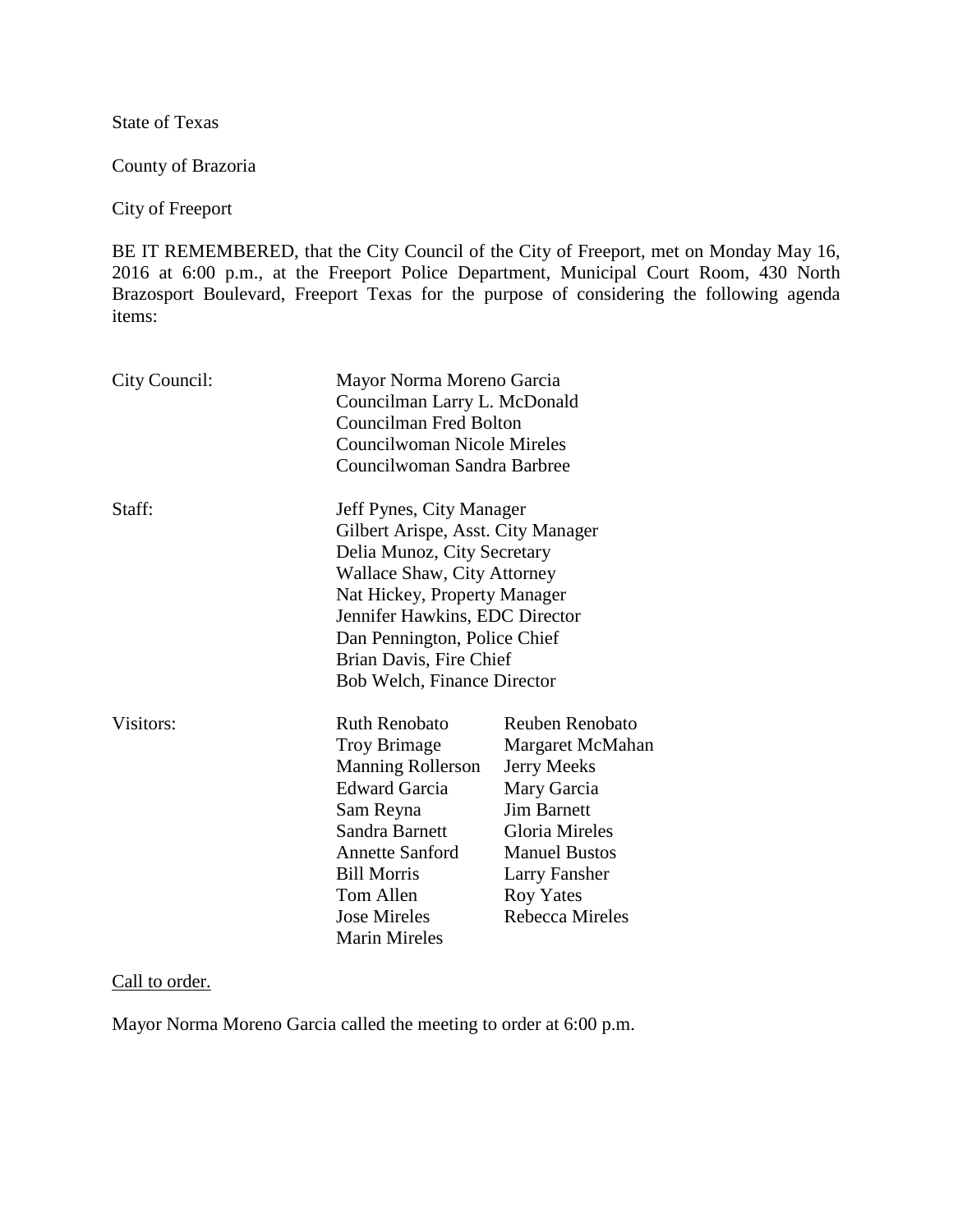State of Texas

County of Brazoria

City of Freeport

BE IT REMEMBERED, that the City Council of the City of Freeport, met on Monday May 16, 2016 at 6:00 p.m., at the Freeport Police Department, Municipal Court Room, 430 North Brazosport Boulevard, Freeport Texas for the purpose of considering the following agenda items:

| | | |
|---|---|---|
| City Council: | Mayor Norma Moreno Garcia | |
| | Councilman Larry L. McDonald | |
| | Councilman Fred Bolton | |
| | Councilwoman Nicole Mireles | |
| | Councilwoman Sandra Barbree | |
| Staff: | Jeff Pynes, City Manager | |
| | Gilbert Arispe, Asst. City Manager | |
| | Delia Munoz, City Secretary | |
| | Wallace Shaw, City Attorney | |
| | Nat Hickey, Property Manager | |
| | Jennifer Hawkins, EDC Director | |
| | Dan Pennington, Police Chief | |
| | Brian Davis, Fire Chief | |
| | Bob Welch, Finance Director | |
| Visitors: | Ruth Renobato | Reuben Renobato |
| | Troy Brimage | Margaret McMahan |
| | Manning Rollerson | Jerry Meeks |
| | Edward Garcia | Mary Garcia |
| | Sam Reyna | Jim Barnett |
| | Sandra Barnett | Gloria Mireles |
| | Annette Sanford | Manuel Bustos |
| | Bill Morris | Larry Fansher |
| | Tom Allen | Roy Yates |
| | Jose Mireles | Rebecca Mireles |
| | Marin Mireles | |

Call to order.

Mayor Norma Moreno Garcia called the meeting to order at 6:00 p.m.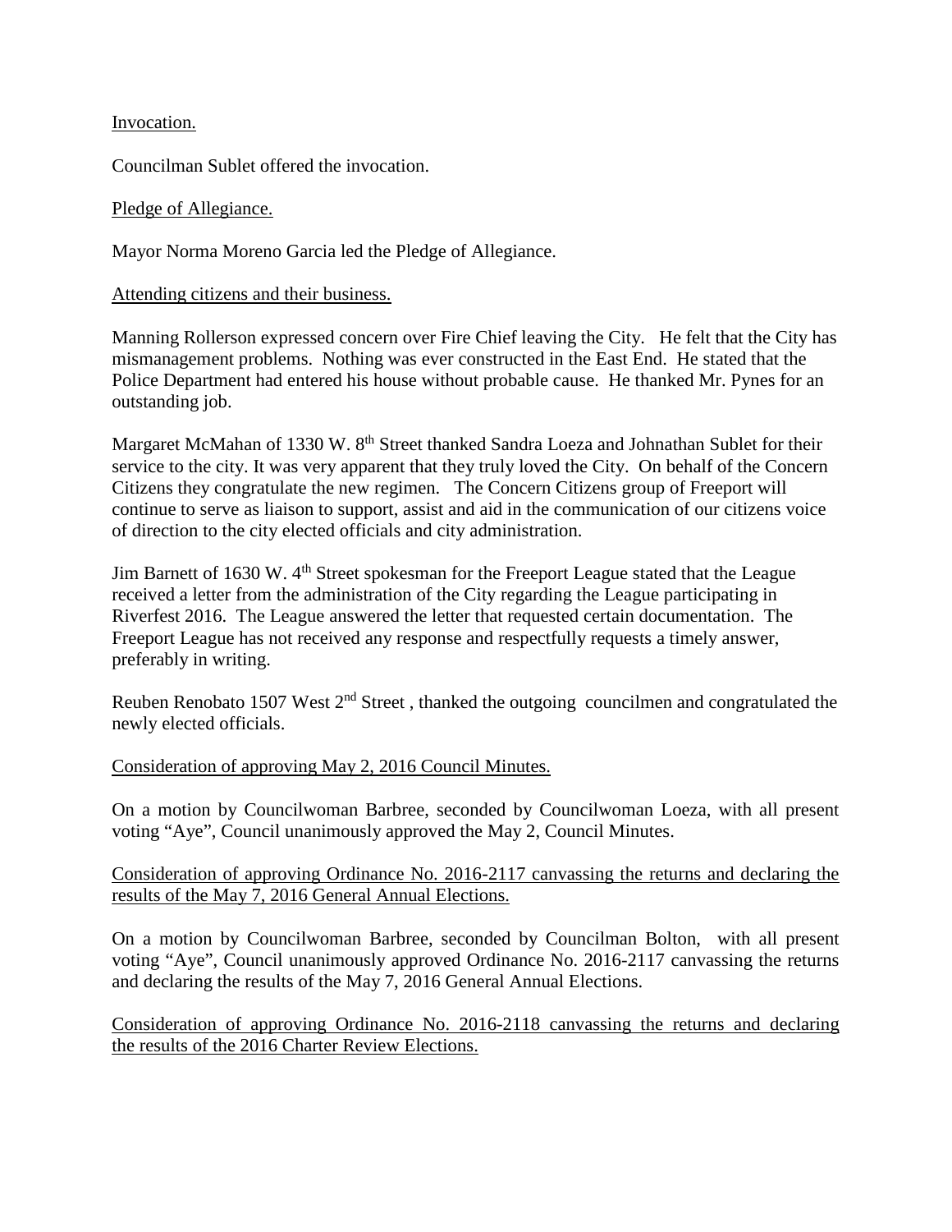Invocation.

Councilman Sublet offered the invocation.

Pledge of Allegiance.

Mayor Norma Moreno Garcia led the Pledge of Allegiance.

Attending citizens and their business.

Manning Rollerson expressed concern over Fire Chief leaving the City. He felt that the City has mismanagement problems. Nothing was ever constructed in the East End. He stated that the Police Department had entered his house without probable cause. He thanked Mr. Pynes for an outstanding job.

Margaret McMahan of 1330 W. 8th Street thanked Sandra Loeza and Johnathan Sublet for their service to the city. It was very apparent that they truly loved the City. On behalf of the Concern Citizens they congratulate the new regimen. The Concern Citizens group of Freeport will continue to serve as liaison to support, assist and aid in the communication of our citizens voice of direction to the city elected officials and city administration.

Jim Barnett of 1630 W. 4th Street spokesman for the Freeport League stated that the League received a letter from the administration of the City regarding the League participating in Riverfest 2016. The League answered the letter that requested certain documentation. The Freeport League has not received any response and respectfully requests a timely answer, preferably in writing.

Reuben Renobato 1507 West 2nd Street , thanked the outgoing councilmen and congratulated the newly elected officials.

Consideration of approving May 2, 2016 Council Minutes.

On a motion by Councilwoman Barbree, seconded by Councilwoman Loeza, with all present voting "Aye", Council unanimously approved the May 2, Council Minutes.

Consideration of approving Ordinance No. 2016-2117 canvassing the returns and declaring the results of the May 7, 2016 General Annual Elections.

On a motion by Councilwoman Barbree, seconded by Councilman Bolton, with all present voting "Aye", Council unanimously approved Ordinance No. 2016-2117 canvassing the returns and declaring the results of the May 7, 2016 General Annual Elections.

Consideration of approving Ordinance No. 2016-2118 canvassing the returns and declaring the results of the 2016 Charter Review Elections.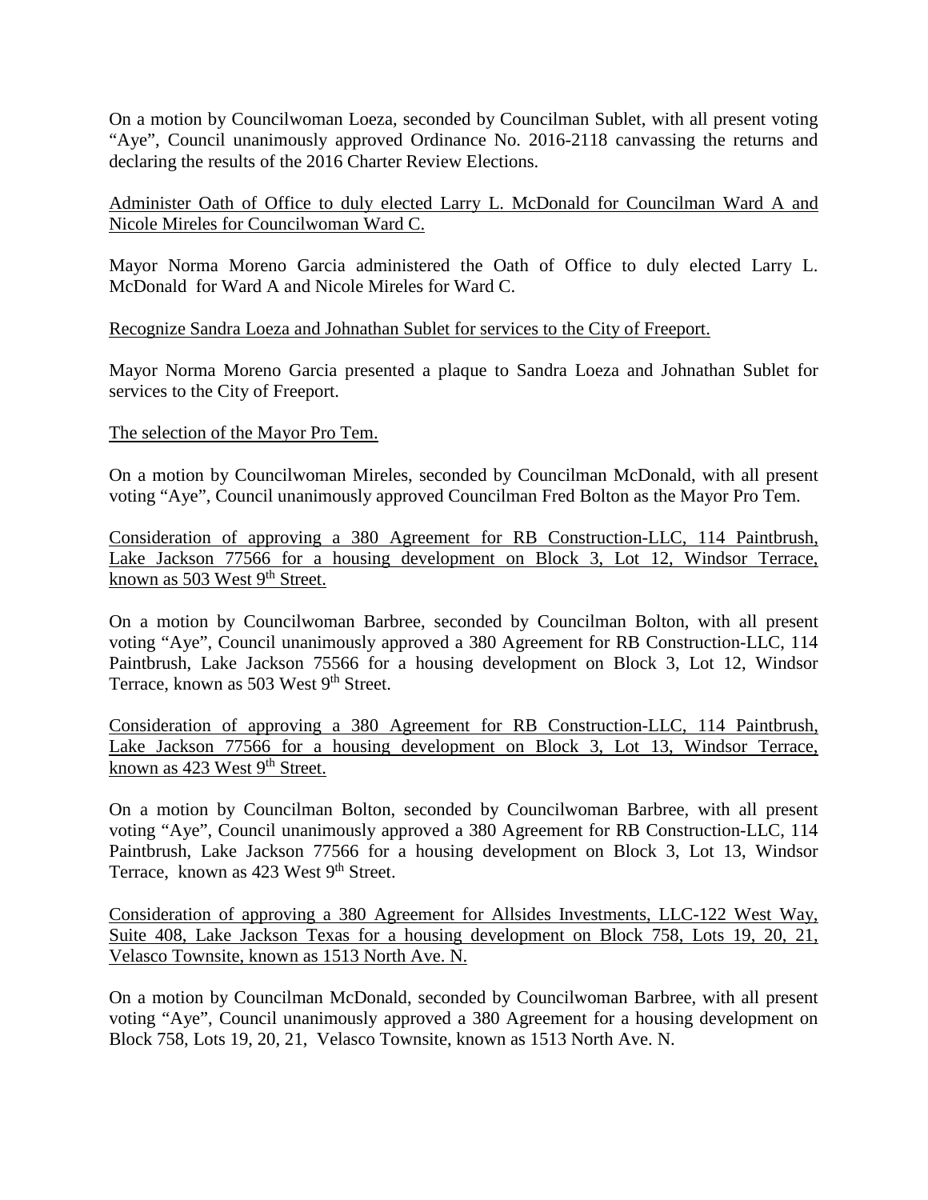On a motion by Councilwoman Loeza, seconded by Councilman Sublet, with all present voting "Aye", Council unanimously approved Ordinance No. 2016-2118 canvassing the returns and declaring the results of the 2016 Charter Review Elections.

<u>Administer Oath of Office to duly elected Larry L. McDonald for Councilman Ward A and Nicole Mireles for Councilwoman Ward C.</u>

Mayor Norma Moreno Garcia administered the Oath of Office to duly elected Larry L. McDonald for Ward A and Nicole Mireles for Ward C.

<u>Recognize Sandra Loeza and Johnathan Sublet for services to the City of Freeport.</u>

Mayor Norma Moreno Garcia presented a plaque to Sandra Loeza and Johnathan Sublet for services to the City of Freeport.

<u>The selection of the Mayor Pro Tem.</u>

On a motion by Councilwoman Mireles, seconded by Councilman McDonald, with all present voting "Aye", Council unanimously approved Councilman Fred Bolton as the Mayor Pro Tem.

<u>Consideration of approving a 380 Agreement for RB Construction-LLC, 114 Paintbrush, Lake Jackson 77566 for a housing development on Block 3, Lot 12, Windsor Terrace, known as 503 West 9th Street.</u>

On a motion by Councilwoman Barbree, seconded by Councilman Bolton, with all present voting "Aye", Council unanimously approved a 380 Agreement for RB Construction-LLC, 114 Paintbrush, Lake Jackson 75566 for a housing development on Block 3, Lot 12, Windsor Terrace, known as 503 West 9th Street.

<u>Consideration of approving a 380 Agreement for RB Construction-LLC, 114 Paintbrush, Lake Jackson 77566 for a housing development on Block 3, Lot 13, Windsor Terrace, known as 423 West 9th Street.</u>

On a motion by Councilman Bolton, seconded by Councilwoman Barbree, with all present voting "Aye", Council unanimously approved a 380 Agreement for RB Construction-LLC, 114 Paintbrush, Lake Jackson 77566 for a housing development on Block 3, Lot 13, Windsor Terrace, known as 423 West 9th Street.

<u>Consideration of approving a 380 Agreement for Allsides Investments, LLC-122 West Way, Suite 408, Lake Jackson Texas for a housing development on Block 758, Lots 19, 20, 21, Velasco Townsite, known as 1513 North Ave. N.</u>

On a motion by Councilman McDonald, seconded by Councilwoman Barbree, with all present voting "Aye", Council unanimously approved a 380 Agreement for a housing development on Block 758, Lots 19, 20, 21, Velasco Townsite, known as 1513 North Ave. N.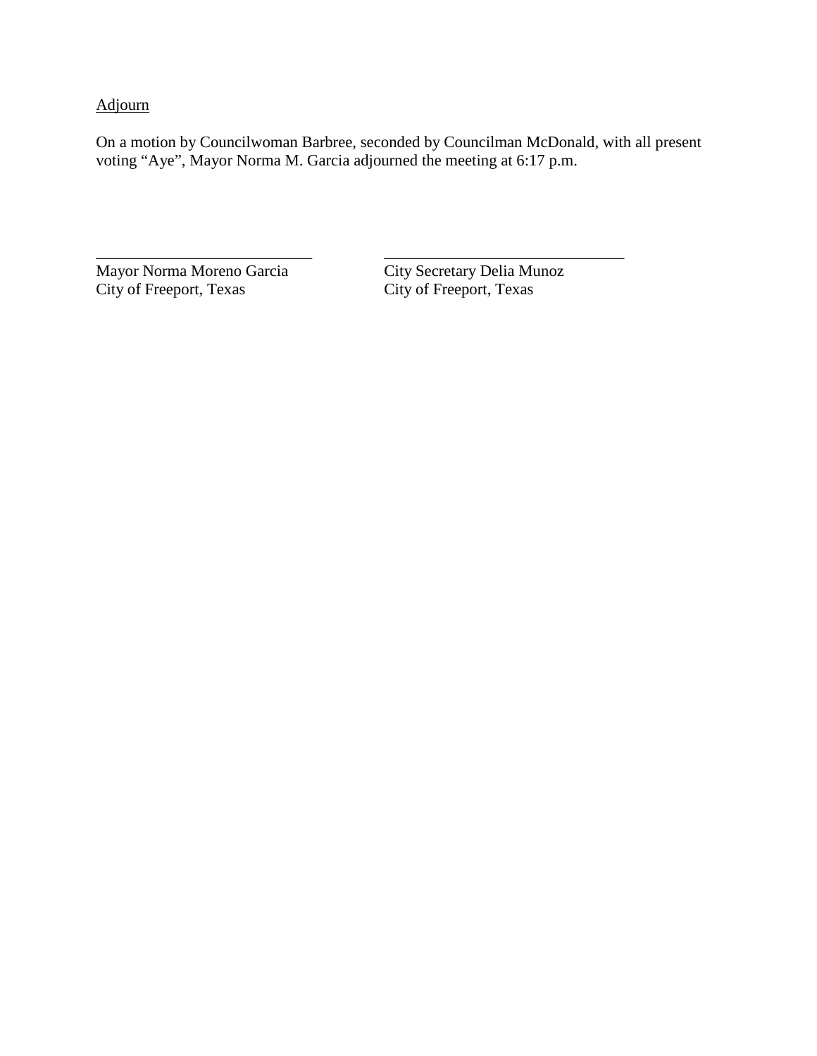<u>Adjourn</u>

On a motion by Councilwoman Barbree, seconded by Councilman McDonald, with all present voting "Aye", Mayor Norma M. Garcia adjourned the meeting at 6:17 p.m.

| | |
|---|---|
| ___________________________ | ______________________________ |
| Mayor Norma Moreno Garcia | City Secretary Delia Munoz |
| City of Freeport, Texas | City of Freeport, Texas |